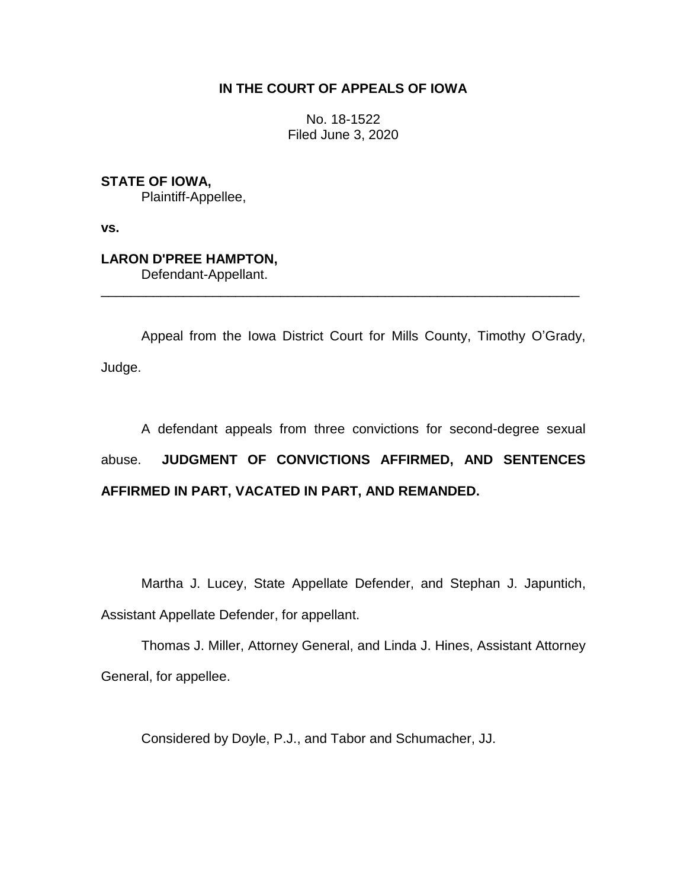**IN THE COURT OF APPEALS OF IOWA**

No. 18-1522
Filed June 3, 2020

**STATE OF IOWA,**
Plaintiff-Appellee,

**vs.**

**LARON D'PREE HAMPTON,**
Defendant-Appellant.

---

Appeal from the Iowa District Court for Mills County, Timothy O'Grady, Judge.

A defendant appeals from three convictions for second-degree sexual abuse. **JUDGMENT OF CONVICTIONS AFFIRMED, AND SENTENCES AFFIRMED IN PART, VACATED IN PART, AND REMANDED.**

Martha J. Lucey, State Appellate Defender, and Stephan J. Japuntich, Assistant Appellate Defender, for appellant.

Thomas J. Miller, Attorney General, and Linda J. Hines, Assistant Attorney General, for appellee.

Considered by Doyle, P.J., and Tabor and Schumacher, JJ.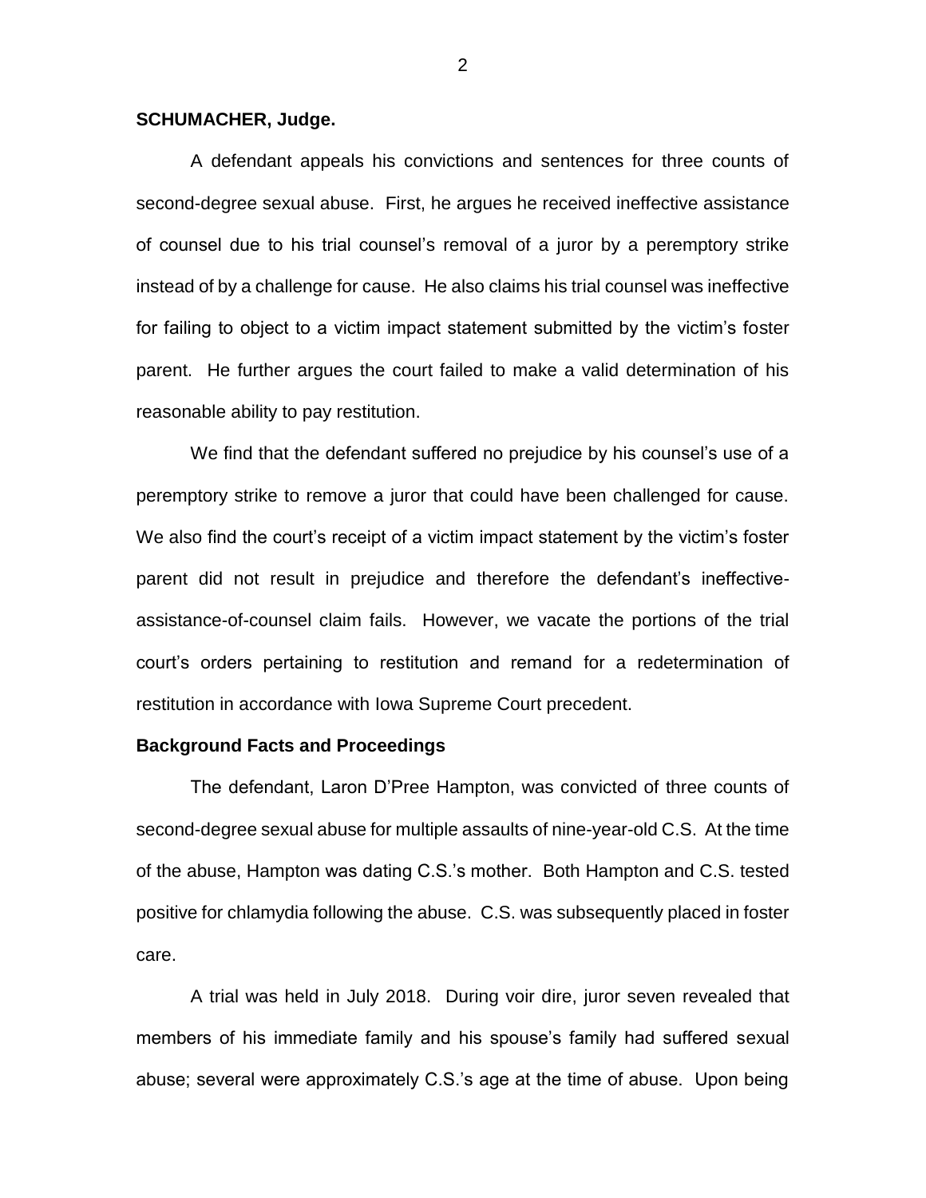**SCHUMACHER, Judge.**

A defendant appeals his convictions and sentences for three counts of second-degree sexual abuse. First, he argues he received ineffective assistance of counsel due to his trial counsel's removal of a juror by a peremptory strike instead of by a challenge for cause. He also claims his trial counsel was ineffective for failing to object to a victim impact statement submitted by the victim's foster parent. He further argues the court failed to make a valid determination of his reasonable ability to pay restitution.

We find that the defendant suffered no prejudice by his counsel's use of a peremptory strike to remove a juror that could have been challenged for cause. We also find the court's receipt of a victim impact statement by the victim's foster parent did not result in prejudice and therefore the defendant's ineffective-assistance-of-counsel claim fails. However, we vacate the portions of the trial court's orders pertaining to restitution and remand for a redetermination of restitution in accordance with Iowa Supreme Court precedent.

**Background Facts and Proceedings**

The defendant, Laron D'Pree Hampton, was convicted of three counts of second-degree sexual abuse for multiple assaults of nine-year-old C.S. At the time of the abuse, Hampton was dating C.S.'s mother. Both Hampton and C.S. tested positive for chlamydia following the abuse. C.S. was subsequently placed in foster care.

A trial was held in July 2018. During voir dire, juror seven revealed that members of his immediate family and his spouse's family had suffered sexual abuse; several were approximately C.S.'s age at the time of abuse. Upon being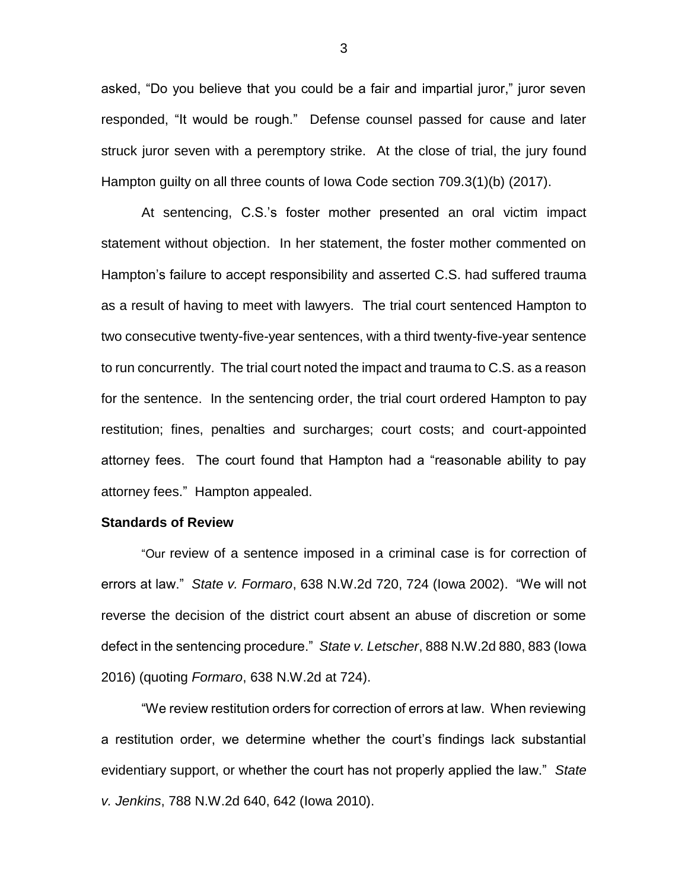asked, "Do you believe that you could be a fair and impartial juror," juror seven responded, "It would be rough." Defense counsel passed for cause and later struck juror seven with a peremptory strike. At the close of trial, the jury found Hampton guilty on all three counts of Iowa Code section 709.3(1)(b) (2017).

At sentencing, C.S.'s foster mother presented an oral victim impact statement without objection. In her statement, the foster mother commented on Hampton's failure to accept responsibility and asserted C.S. had suffered trauma as a result of having to meet with lawyers. The trial court sentenced Hampton to two consecutive twenty-five-year sentences, with a third twenty-five-year sentence to run concurrently. The trial court noted the impact and trauma to C.S. as a reason for the sentence. In the sentencing order, the trial court ordered Hampton to pay restitution; fines, penalties and surcharges; court costs; and court-appointed attorney fees. The court found that Hampton had a "reasonable ability to pay attorney fees." Hampton appealed.

**Standards of Review**

"Our review of a sentence imposed in a criminal case is for correction of errors at law." *State v. Formaro*, 638 N.W.2d 720, 724 (Iowa 2002). "We will not reverse the decision of the district court absent an abuse of discretion or some defect in the sentencing procedure." *State v. Letscher*, 888 N.W.2d 880, 883 (Iowa 2016) (quoting *Formaro*, 638 N.W.2d at 724).

"We review restitution orders for correction of errors at law. When reviewing a restitution order, we determine whether the court's findings lack substantial evidentiary support, or whether the court has not properly applied the law." *State v. Jenkins*, 788 N.W.2d 640, 642 (Iowa 2010).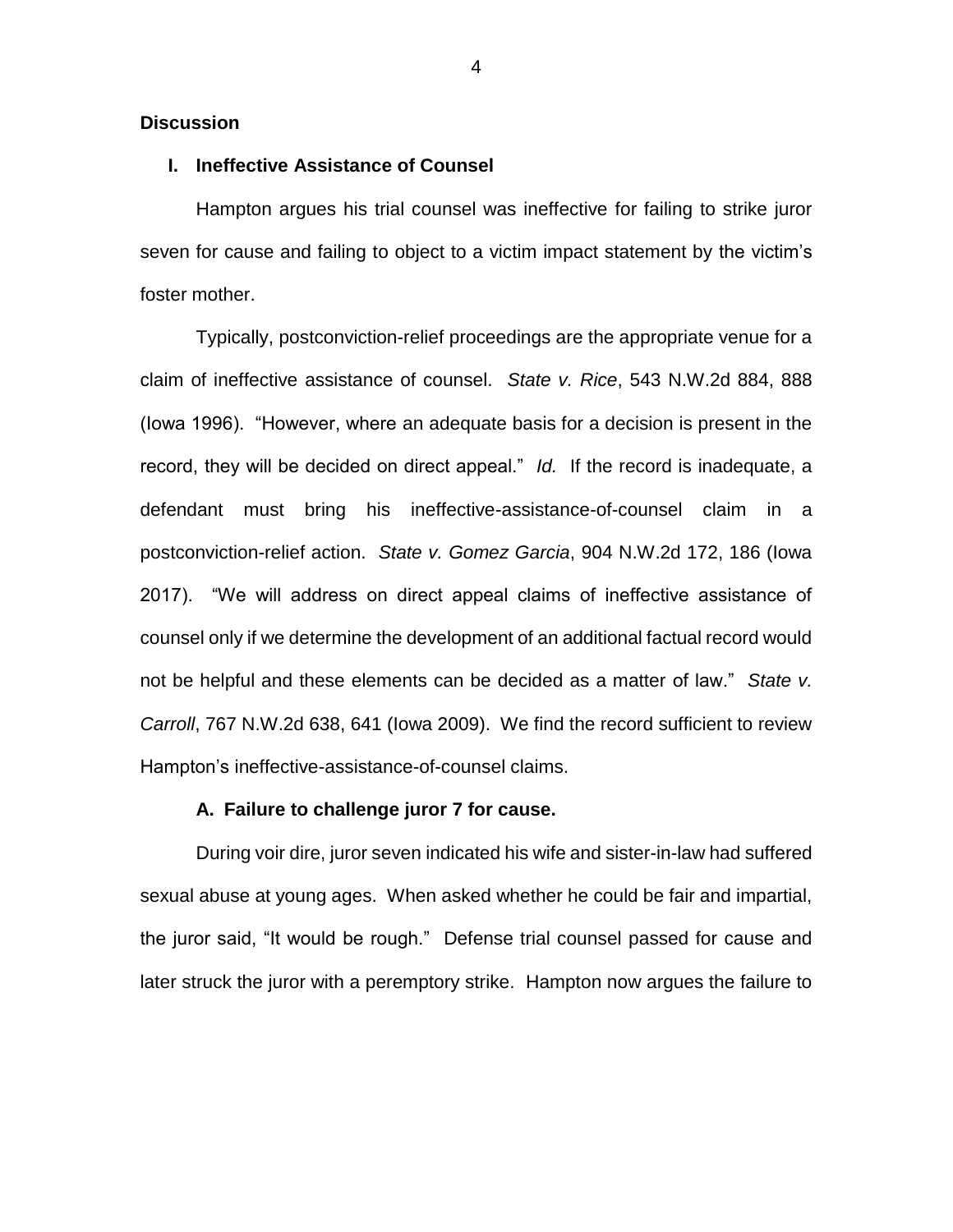## Discussion

### I. Ineffective Assistance of Counsel

Hampton argues his trial counsel was ineffective for failing to strike juror seven for cause and failing to object to a victim impact statement by the victim's foster mother.

Typically, postconviction-relief proceedings are the appropriate venue for a claim of ineffective assistance of counsel. *State v. Rice*, 543 N.W.2d 884, 888 (Iowa 1996). "However, where an adequate basis for a decision is present in the record, they will be decided on direct appeal." *Id.* If the record is inadequate, a defendant must bring his ineffective-assistance-of-counsel claim in a postconviction-relief action. *State v. Gomez Garcia*, 904 N.W.2d 172, 186 (Iowa 2017). "We will address on direct appeal claims of ineffective assistance of counsel only if we determine the development of an additional factual record would not be helpful and these elements can be decided as a matter of law." *State v. Carroll*, 767 N.W.2d 638, 641 (Iowa 2009). We find the record sufficient to review Hampton's ineffective-assistance-of-counsel claims.

#### A. Failure to challenge juror 7 for cause.

During voir dire, juror seven indicated his wife and sister-in-law had suffered sexual abuse at young ages. When asked whether he could be fair and impartial, the juror said, "It would be rough." Defense trial counsel passed for cause and later struck the juror with a peremptory strike. Hampton now argues the failure to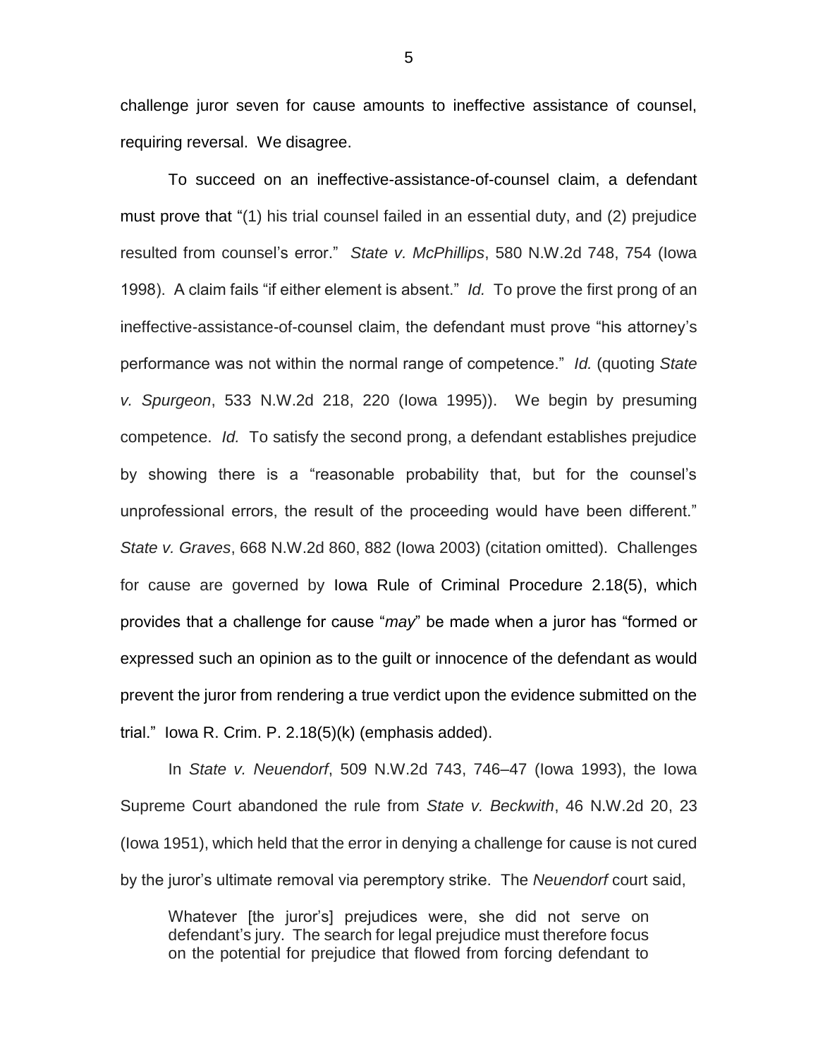challenge juror seven for cause amounts to ineffective assistance of counsel, requiring reversal. We disagree.

To succeed on an ineffective-assistance-of-counsel claim, a defendant must prove that "(1) his trial counsel failed in an essential duty, and (2) prejudice resulted from counsel's error." *State v. McPhillips*, 580 N.W.2d 748, 754 (Iowa 1998). A claim fails "if either element is absent." *Id.* To prove the first prong of an ineffective-assistance-of-counsel claim, the defendant must prove "his attorney's performance was not within the normal range of competence." *Id.* (quoting *State v. Spurgeon*, 533 N.W.2d 218, 220 (Iowa 1995)). We begin by presuming competence. *Id.* To satisfy the second prong, a defendant establishes prejudice by showing there is a "reasonable probability that, but for the counsel's unprofessional errors, the result of the proceeding would have been different." *State v. Graves*, 668 N.W.2d 860, 882 (Iowa 2003) (citation omitted). Challenges for cause are governed by Iowa Rule of Criminal Procedure 2.18(5), which provides that a challenge for cause "*may*" be made when a juror has "formed or expressed such an opinion as to the guilt or innocence of the defendant as would prevent the juror from rendering a true verdict upon the evidence submitted on the trial." Iowa R. Crim. P. 2.18(5)(k) (emphasis added).

In *State v. Neuendorf*, 509 N.W.2d 743, 746–47 (Iowa 1993), the Iowa Supreme Court abandoned the rule from *State v. Beckwith*, 46 N.W.2d 20, 23 (Iowa 1951), which held that the error in denying a challenge for cause is not cured by the juror's ultimate removal via peremptory strike. The *Neuendorf* court said,

> Whatever [the juror's] prejudices were, she did not serve on defendant's jury. The search for legal prejudice must therefore focus on the potential for prejudice that flowed from forcing defendant to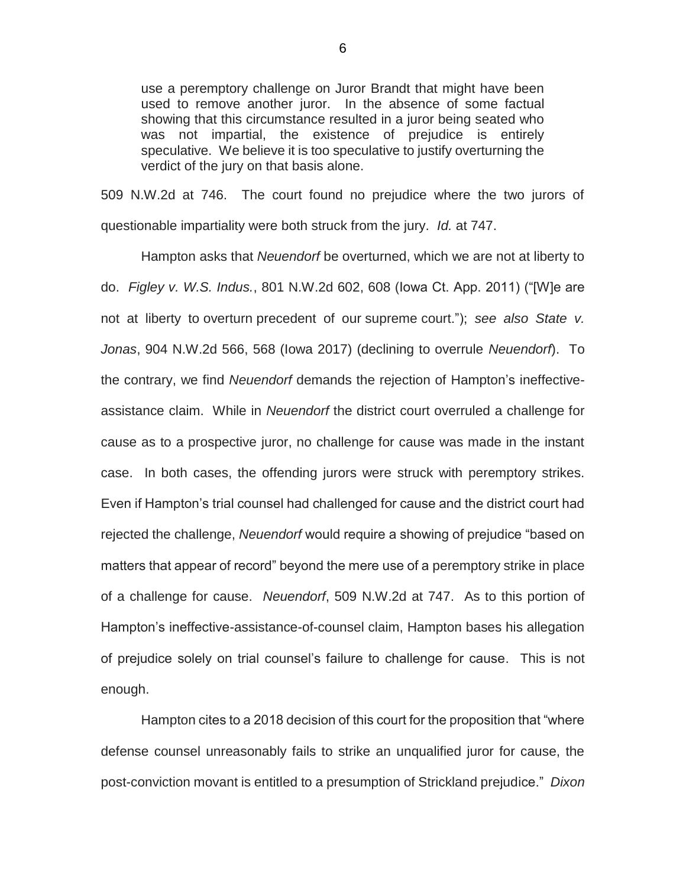> use a peremptory challenge on Juror Brandt that might have been used to remove another juror. In the absence of some factual showing that this circumstance resulted in a juror being seated who was not impartial, the existence of prejudice is entirely speculative. We believe it is too speculative to justify overturning the verdict of the jury on that basis alone.

509 N.W.2d at 746. The court found no prejudice where the two jurors of questionable impartiality were both struck from the jury. *Id.* at 747.

Hampton asks that *Neuendorf* be overturned, which we are not at liberty to do. *Figley v. W.S. Indus.*, 801 N.W.2d 602, 608 (Iowa Ct. App. 2011) ("[W]e are not at liberty to overturn precedent of our supreme court."); *see also State v. Jonas*, 904 N.W.2d 566, 568 (Iowa 2017) (declining to overrule *Neuendorf*). To the contrary, we find *Neuendorf* demands the rejection of Hampton's ineffective-assistance claim. While in *Neuendorf* the district court overruled a challenge for cause as to a prospective juror, no challenge for cause was made in the instant case. In both cases, the offending jurors were struck with peremptory strikes. Even if Hampton's trial counsel had challenged for cause and the district court had rejected the challenge, *Neuendorf* would require a showing of prejudice "based on matters that appear of record" beyond the mere use of a peremptory strike in place of a challenge for cause. *Neuendorf*, 509 N.W.2d at 747. As to this portion of Hampton's ineffective-assistance-of-counsel claim, Hampton bases his allegation of prejudice solely on trial counsel's failure to challenge for cause. This is not enough.

Hampton cites to a 2018 decision of this court for the proposition that "where defense counsel unreasonably fails to strike an unqualified juror for cause, the post-conviction movant is entitled to a presumption of Strickland prejudice." *Dixon*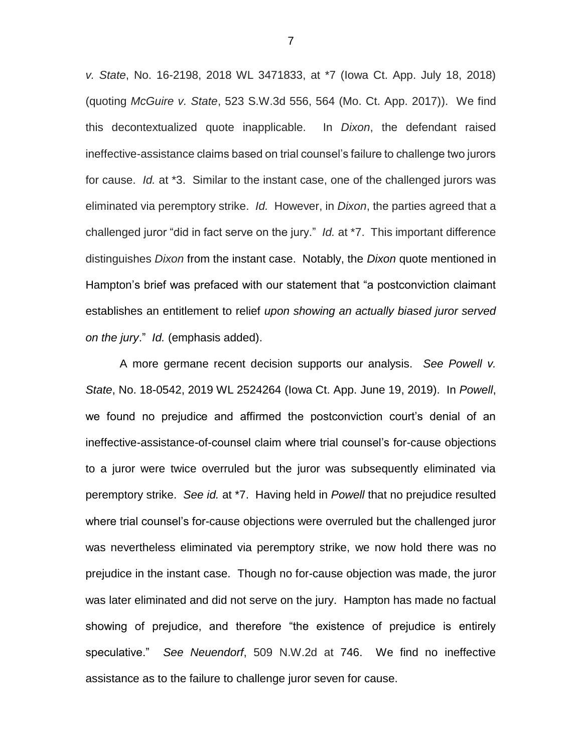*v. State*, No. 16-2198, 2018 WL 3471833, at *7 (Iowa Ct. App. July 18, 2018) (quoting *McGuire v. State*, 523 S.W.3d 556, 564 (Mo. Ct. App. 2017)). We find this decontextualized quote inapplicable. In *Dixon*, the defendant raised ineffective-assistance claims based on trial counsel's failure to challenge two jurors for cause. *Id.* at *3. Similar to the instant case, one of the challenged jurors was eliminated via peremptory strike. *Id.* However, in *Dixon*, the parties agreed that a challenged juror "did in fact serve on the jury." *Id.* at *7. This important difference distinguishes *Dixon* from the instant case. Notably, the *Dixon* quote mentioned in Hampton's brief was prefaced with our statement that "a postconviction claimant establishes an entitlement to relief *upon showing an actually biased juror served on the jury*." *Id.* (emphasis added).

A more germane recent decision supports our analysis. *See Powell v. State*, No. 18-0542, 2019 WL 2524264 (Iowa Ct. App. June 19, 2019). In *Powell*, we found no prejudice and affirmed the postconviction court's denial of an ineffective-assistance-of-counsel claim where trial counsel's for-cause objections to a juror were twice overruled but the juror was subsequently eliminated via peremptory strike. *See id.* at *7. Having held in *Powell* that no prejudice resulted where trial counsel's for-cause objections were overruled but the challenged juror was nevertheless eliminated via peremptory strike, we now hold there was no prejudice in the instant case. Though no for-cause objection was made, the juror was later eliminated and did not serve on the jury. Hampton has made no factual showing of prejudice, and therefore "the existence of prejudice is entirely speculative." *See Neuendorf*, 509 N.W.2d at 746. We find no ineffective assistance as to the failure to challenge juror seven for cause.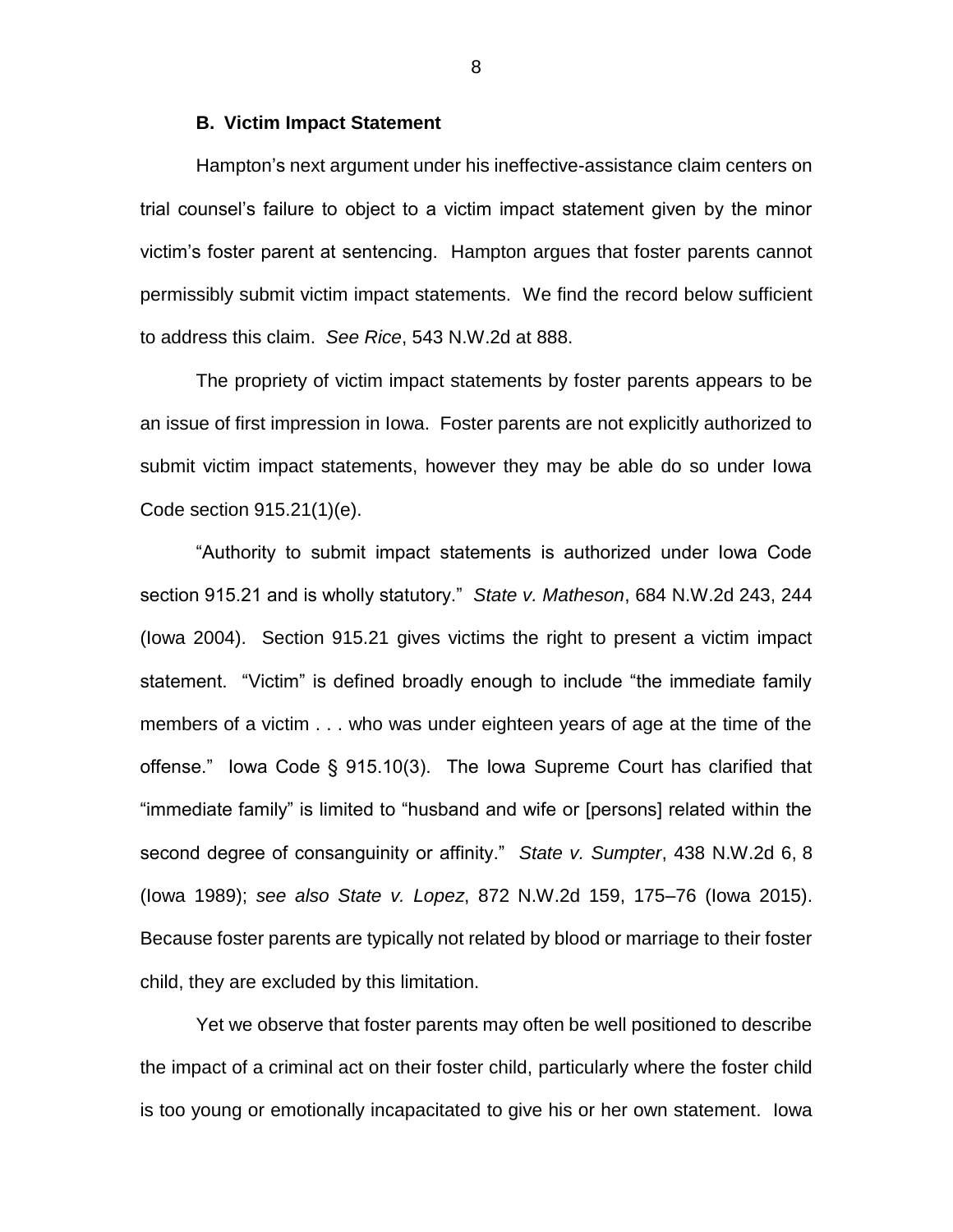### B. Victim Impact Statement

Hampton's next argument under his ineffective-assistance claim centers on trial counsel's failure to object to a victim impact statement given by the minor victim's foster parent at sentencing. Hampton argues that foster parents cannot permissibly submit victim impact statements. We find the record below sufficient to address this claim. *See Rice*, 543 N.W.2d at 888.

The propriety of victim impact statements by foster parents appears to be an issue of first impression in Iowa. Foster parents are not explicitly authorized to submit victim impact statements, however they may be able do so under Iowa Code section 915.21(1)(e).

"Authority to submit impact statements is authorized under Iowa Code section 915.21 and is wholly statutory." *State v. Matheson*, 684 N.W.2d 243, 244 (Iowa 2004). Section 915.21 gives victims the right to present a victim impact statement. "Victim" is defined broadly enough to include "the immediate family members of a victim . . . who was under eighteen years of age at the time of the offense." Iowa Code § 915.10(3). The Iowa Supreme Court has clarified that "immediate family" is limited to "husband and wife or [persons] related within the second degree of consanguinity or affinity." *State v. Sumpter*, 438 N.W.2d 6, 8 (Iowa 1989); *see also State v. Lopez*, 872 N.W.2d 159, 175–76 (Iowa 2015). Because foster parents are typically not related by blood or marriage to their foster child, they are excluded by this limitation.

Yet we observe that foster parents may often be well positioned to describe the impact of a criminal act on their foster child, particularly where the foster child is too young or emotionally incapacitated to give his or her own statement. Iowa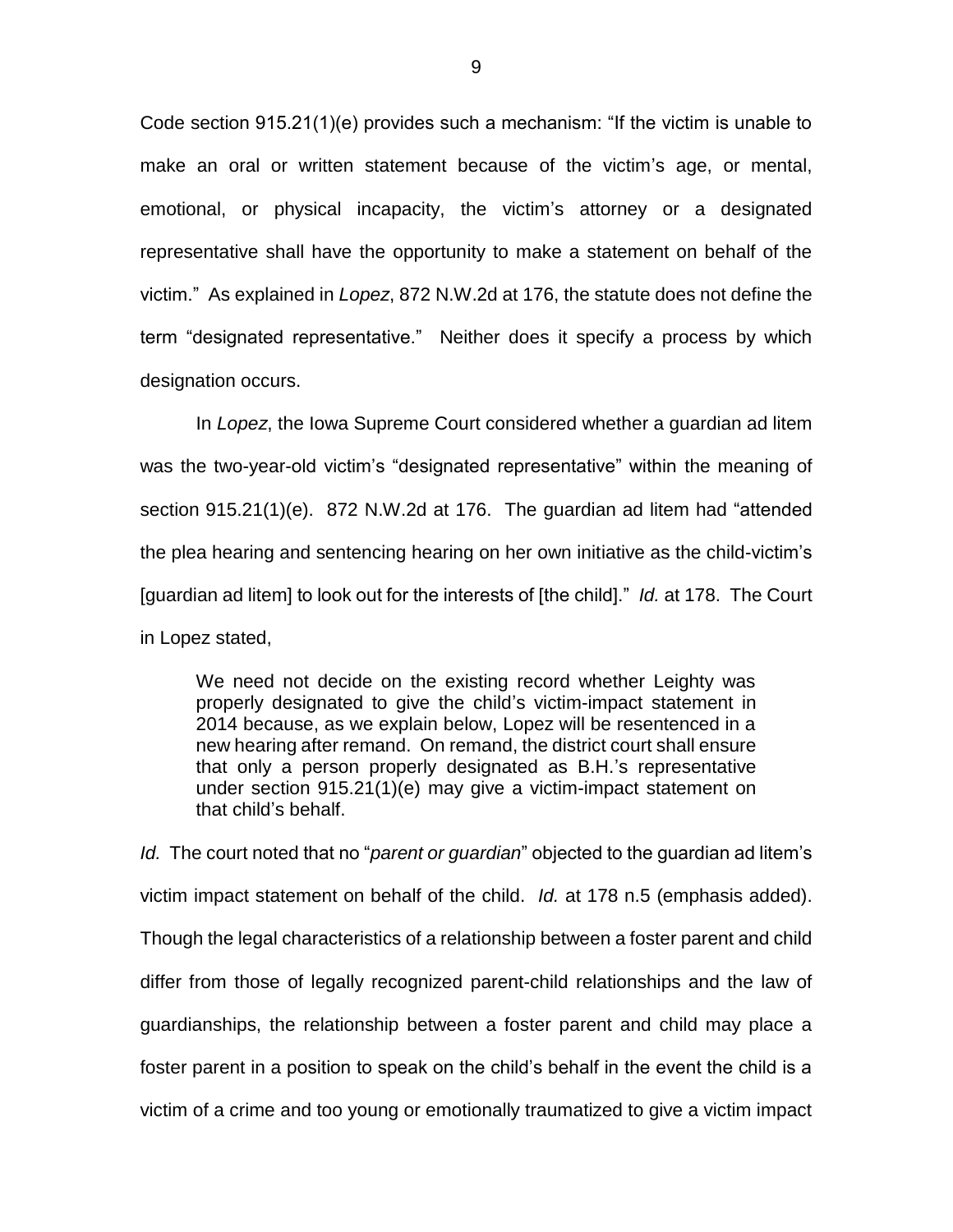Code section 915.21(1)(e) provides such a mechanism: "If the victim is unable to make an oral or written statement because of the victim's age, or mental, emotional, or physical incapacity, the victim's attorney or a designated representative shall have the opportunity to make a statement on behalf of the victim." As explained in *Lopez*, 872 N.W.2d at 176, the statute does not define the term "designated representative." Neither does it specify a process by which designation occurs.

In *Lopez*, the Iowa Supreme Court considered whether a guardian ad litem was the two-year-old victim's "designated representative" within the meaning of section 915.21(1)(e). 872 N.W.2d at 176. The guardian ad litem had "attended the plea hearing and sentencing hearing on her own initiative as the child-victim's [guardian ad litem] to look out for the interests of [the child]." *Id.* at 178. The Court in Lopez stated,

> We need not decide on the existing record whether Leighty was properly designated to give the child's victim-impact statement in 2014 because, as we explain below, Lopez will be resentenced in a new hearing after remand. On remand, the district court shall ensure that only a person properly designated as B.H.'s representative under section 915.21(1)(e) may give a victim-impact statement on that child's behalf.

*Id.* The court noted that no "*parent or guardian*" objected to the guardian ad litem's victim impact statement on behalf of the child. *Id.* at 178 n.5 (emphasis added). Though the legal characteristics of a relationship between a foster parent and child differ from those of legally recognized parent-child relationships and the law of guardianships, the relationship between a foster parent and child may place a foster parent in a position to speak on the child's behalf in the event the child is a victim of a crime and too young or emotionally traumatized to give a victim impact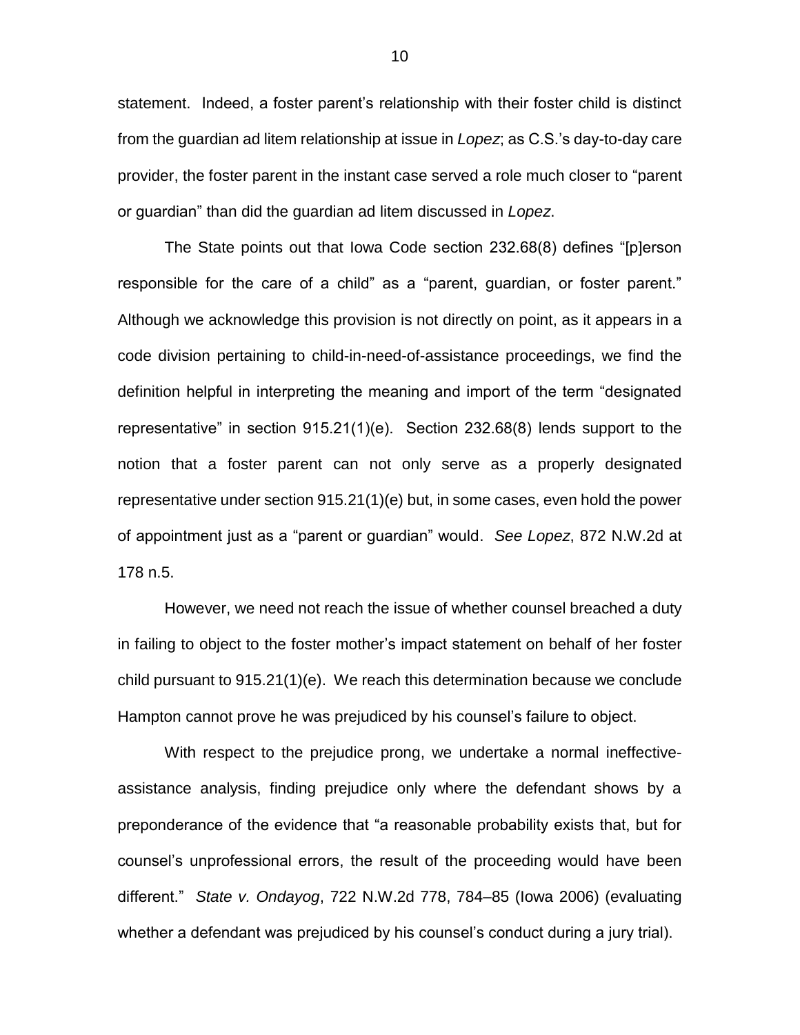statement. Indeed, a foster parent's relationship with their foster child is distinct from the guardian ad litem relationship at issue in *Lopez*; as C.S.'s day-to-day care provider, the foster parent in the instant case served a role much closer to "parent or guardian" than did the guardian ad litem discussed in *Lopez*.

The State points out that Iowa Code section 232.68(8) defines "[p]erson responsible for the care of a child" as a "parent, guardian, or foster parent." Although we acknowledge this provision is not directly on point, as it appears in a code division pertaining to child-in-need-of-assistance proceedings, we find the definition helpful in interpreting the meaning and import of the term "designated representative" in section 915.21(1)(e). Section 232.68(8) lends support to the notion that a foster parent can not only serve as a properly designated representative under section 915.21(1)(e) but, in some cases, even hold the power of appointment just as a "parent or guardian" would. *See Lopez*, 872 N.W.2d at 178 n.5.

However, we need not reach the issue of whether counsel breached a duty in failing to object to the foster mother's impact statement on behalf of her foster child pursuant to 915.21(1)(e). We reach this determination because we conclude Hampton cannot prove he was prejudiced by his counsel's failure to object.

With respect to the prejudice prong, we undertake a normal ineffective-assistance analysis, finding prejudice only where the defendant shows by a preponderance of the evidence that "a reasonable probability exists that, but for counsel's unprofessional errors, the result of the proceeding would have been different." *State v. Ondayog*, 722 N.W.2d 778, 784–85 (Iowa 2006) (evaluating whether a defendant was prejudiced by his counsel's conduct during a jury trial).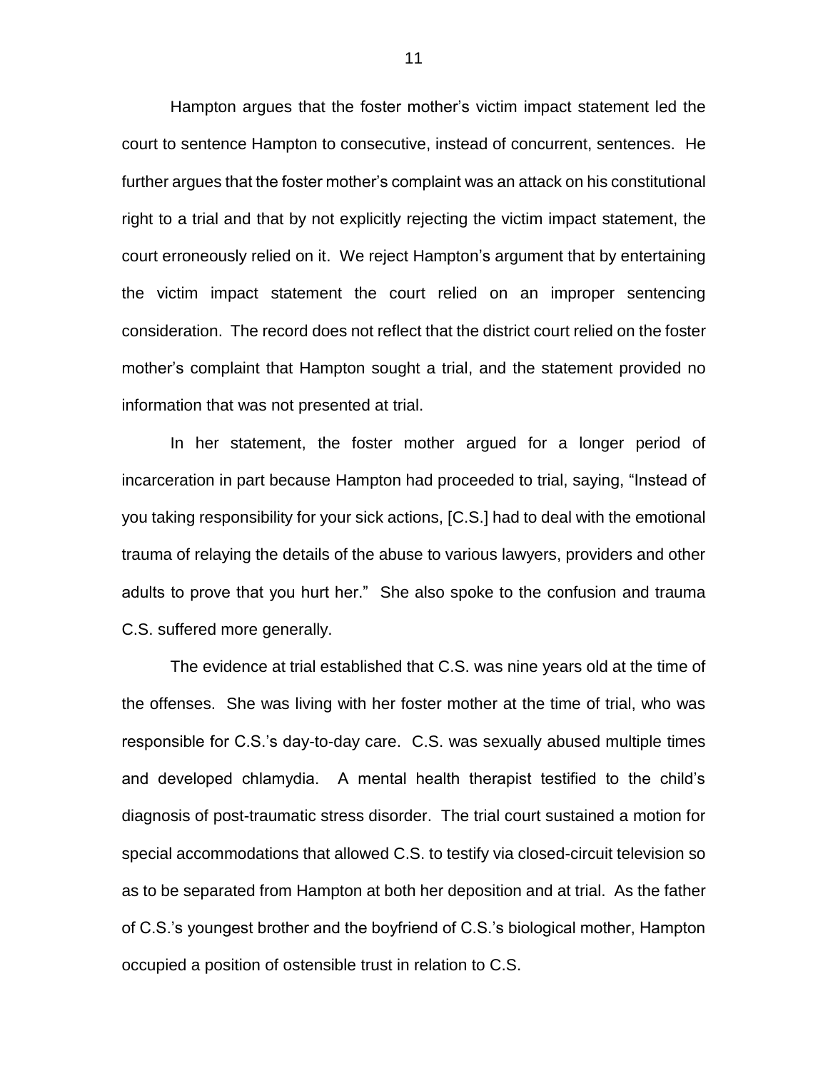Hampton argues that the foster mother's victim impact statement led the court to sentence Hampton to consecutive, instead of concurrent, sentences. He further argues that the foster mother's complaint was an attack on his constitutional right to a trial and that by not explicitly rejecting the victim impact statement, the court erroneously relied on it. We reject Hampton's argument that by entertaining the victim impact statement the court relied on an improper sentencing consideration. The record does not reflect that the district court relied on the foster mother's complaint that Hampton sought a trial, and the statement provided no information that was not presented at trial.

In her statement, the foster mother argued for a longer period of incarceration in part because Hampton had proceeded to trial, saying, "Instead of you taking responsibility for your sick actions, [C.S.] had to deal with the emotional trauma of relaying the details of the abuse to various lawyers, providers and other adults to prove that you hurt her." She also spoke to the confusion and trauma C.S. suffered more generally.

The evidence at trial established that C.S. was nine years old at the time of the offenses. She was living with her foster mother at the time of trial, who was responsible for C.S.'s day-to-day care. C.S. was sexually abused multiple times and developed chlamydia. A mental health therapist testified to the child's diagnosis of post-traumatic stress disorder. The trial court sustained a motion for special accommodations that allowed C.S. to testify via closed-circuit television so as to be separated from Hampton at both her deposition and at trial. As the father of C.S.'s youngest brother and the boyfriend of C.S.'s biological mother, Hampton occupied a position of ostensible trust in relation to C.S.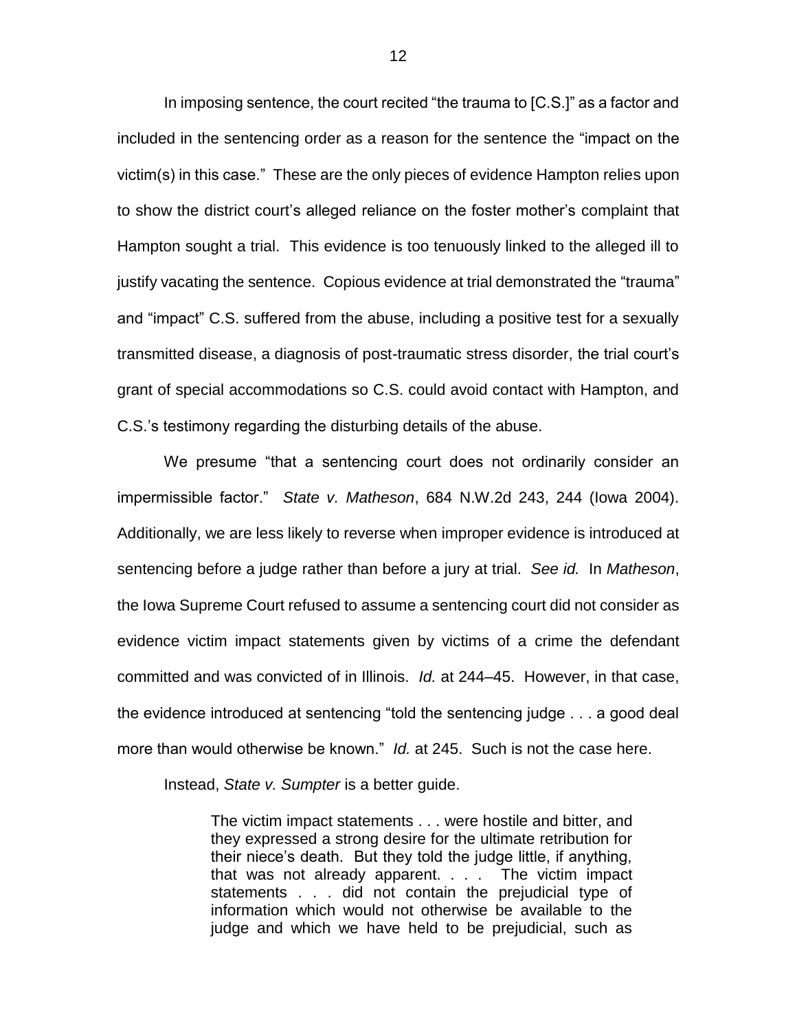In imposing sentence, the court recited "the trauma to [C.S.]" as a factor and included in the sentencing order as a reason for the sentence the "impact on the victim(s) in this case." These are the only pieces of evidence Hampton relies upon to show the district court's alleged reliance on the foster mother's complaint that Hampton sought a trial. This evidence is too tenuously linked to the alleged ill to justify vacating the sentence. Copious evidence at trial demonstrated the "trauma" and "impact" C.S. suffered from the abuse, including a positive test for a sexually transmitted disease, a diagnosis of post-traumatic stress disorder, the trial court's grant of special accommodations so C.S. could avoid contact with Hampton, and C.S.'s testimony regarding the disturbing details of the abuse.

We presume "that a sentencing court does not ordinarily consider an impermissible factor." *State v. Matheson*, 684 N.W.2d 243, 244 (Iowa 2004). Additionally, we are less likely to reverse when improper evidence is introduced at sentencing before a judge rather than before a jury at trial. *See id.* In *Matheson*, the Iowa Supreme Court refused to assume a sentencing court did not consider as evidence victim impact statements given by victims of a crime the defendant committed and was convicted of in Illinois. *Id.* at 244–45. However, in that case, the evidence introduced at sentencing "told the sentencing judge . . . a good deal more than would otherwise be known." *Id.* at 245. Such is not the case here.

Instead, *State v. Sumpter* is a better guide.

> The victim impact statements . . . were hostile and bitter, and they expressed a strong desire for the ultimate retribution for their niece's death. But they told the judge little, if anything, that was not already apparent. . . . The victim impact statements . . . did not contain the prejudicial type of information which would not otherwise be available to the judge and which we have held to be prejudicial, such as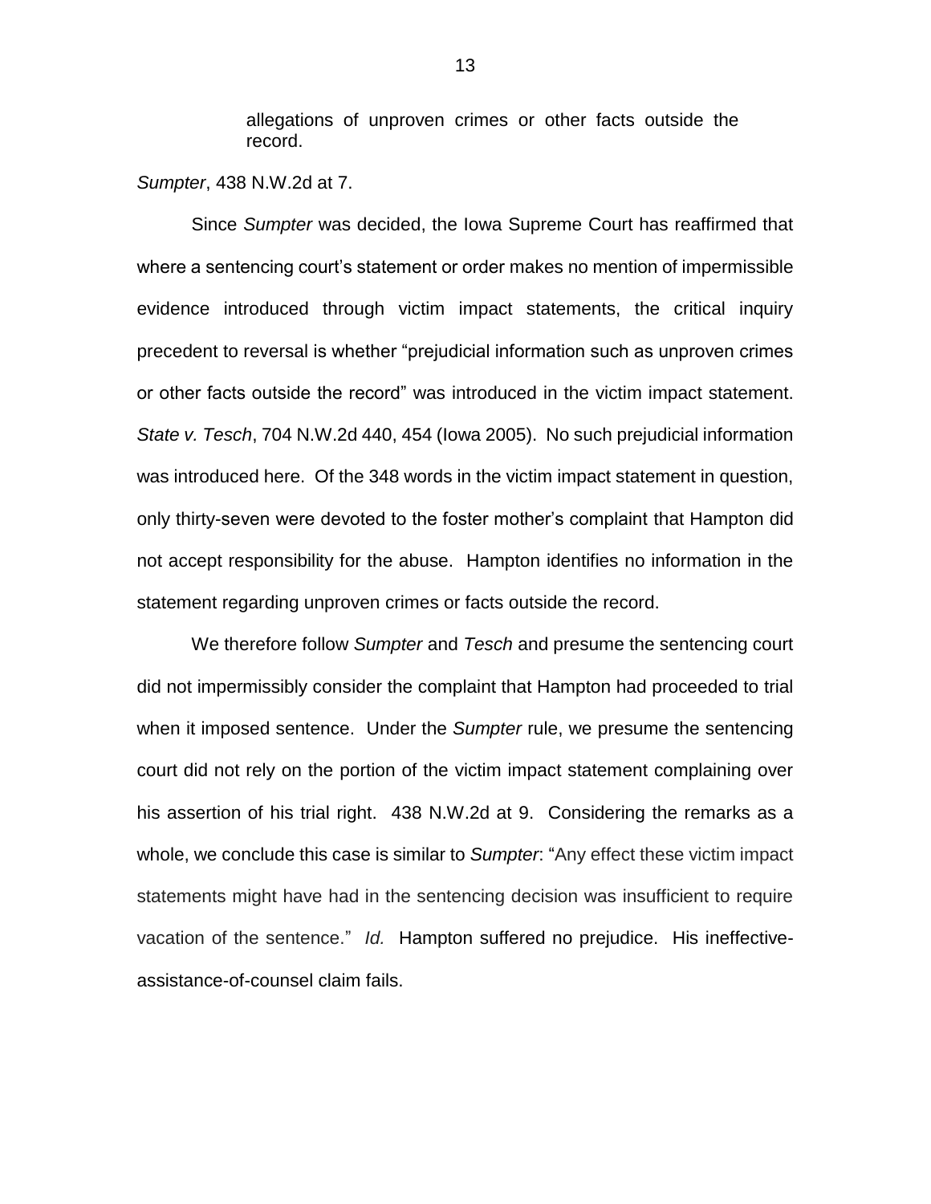> allegations of unproven crimes or other facts outside the record.

*Sumpter*, 438 N.W.2d at 7.

Since *Sumpter* was decided, the Iowa Supreme Court has reaffirmed that where a sentencing court's statement or order makes no mention of impermissible evidence introduced through victim impact statements, the critical inquiry precedent to reversal is whether "prejudicial information such as unproven crimes or other facts outside the record" was introduced in the victim impact statement. *State v. Tesch*, 704 N.W.2d 440, 454 (Iowa 2005). No such prejudicial information was introduced here. Of the 348 words in the victim impact statement in question, only thirty-seven were devoted to the foster mother's complaint that Hampton did not accept responsibility for the abuse. Hampton identifies no information in the statement regarding unproven crimes or facts outside the record.

We therefore follow *Sumpter* and *Tesch* and presume the sentencing court did not impermissibly consider the complaint that Hampton had proceeded to trial when it imposed sentence. Under the *Sumpter* rule, we presume the sentencing court did not rely on the portion of the victim impact statement complaining over his assertion of his trial right. 438 N.W.2d at 9. Considering the remarks as a whole, we conclude this case is similar to *Sumpter*: "Any effect these victim impact statements might have had in the sentencing decision was insufficient to require vacation of the sentence." *Id.* Hampton suffered no prejudice. His ineffective-assistance-of-counsel claim fails.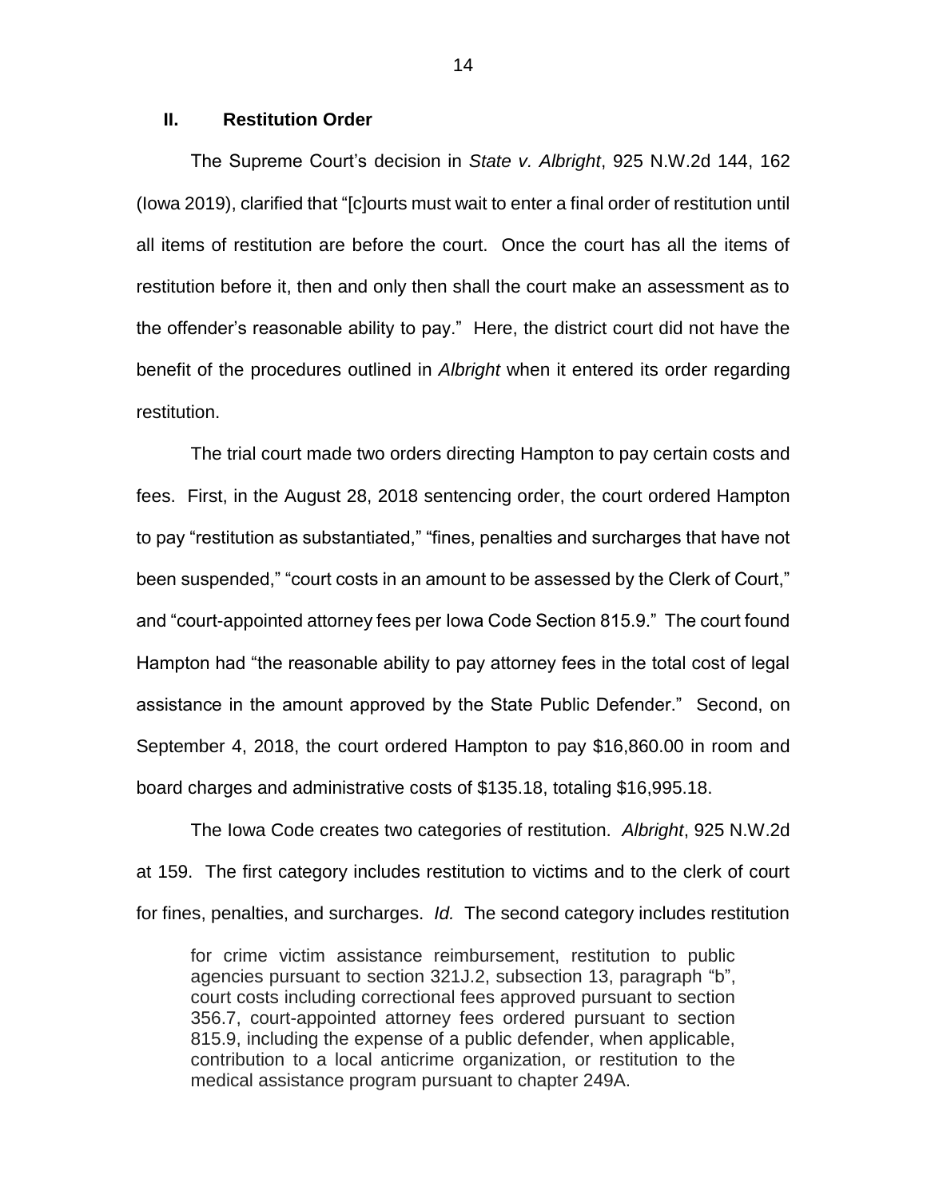## II. Restitution Order

The Supreme Court's decision in *State v. Albright*, 925 N.W.2d 144, 162 (Iowa 2019), clarified that "[c]ourts must wait to enter a final order of restitution until all items of restitution are before the court. Once the court has all the items of restitution before it, then and only then shall the court make an assessment as to the offender's reasonable ability to pay." Here, the district court did not have the benefit of the procedures outlined in *Albright* when it entered its order regarding restitution.

The trial court made two orders directing Hampton to pay certain costs and fees. First, in the August 28, 2018 sentencing order, the court ordered Hampton to pay "restitution as substantiated," "fines, penalties and surcharges that have not been suspended," "court costs in an amount to be assessed by the Clerk of Court," and "court-appointed attorney fees per Iowa Code Section 815.9." The court found Hampton had "the reasonable ability to pay attorney fees in the total cost of legal assistance in the amount approved by the State Public Defender." Second, on September 4, 2018, the court ordered Hampton to pay $16,860.00 in room and board charges and administrative costs of $135.18, totaling $16,995.18.

The Iowa Code creates two categories of restitution. *Albright*, 925 N.W.2d at 159. The first category includes restitution to victims and to the clerk of court for fines, penalties, and surcharges. *Id.* The second category includes restitution

> for crime victim assistance reimbursement, restitution to public agencies pursuant to section 321J.2, subsection 13, paragraph "b", court costs including correctional fees approved pursuant to section 356.7, court-appointed attorney fees ordered pursuant to section 815.9, including the expense of a public defender, when applicable, contribution to a local anticrime organization, or restitution to the medical assistance program pursuant to chapter 249A.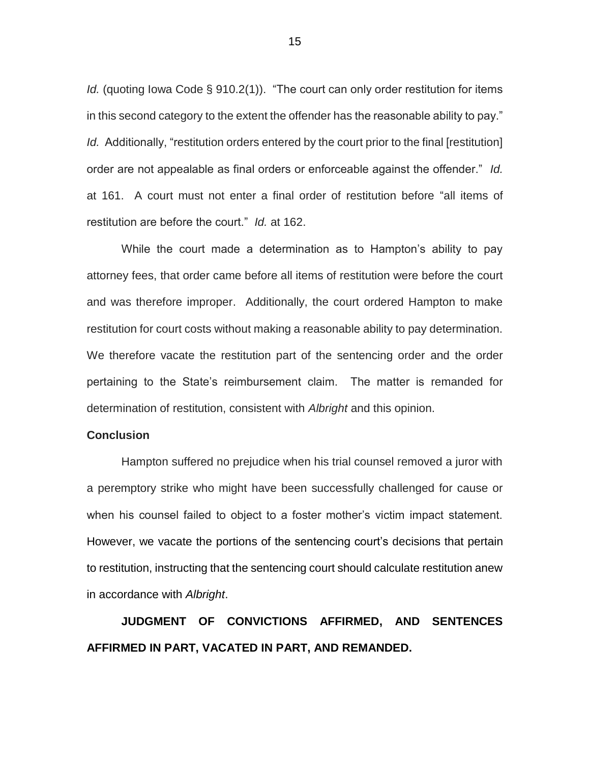*Id.* (quoting Iowa Code § 910.2(1)). "The court can only order restitution for items in this second category to the extent the offender has the reasonable ability to pay." *Id.* Additionally, "restitution orders entered by the court prior to the final [restitution] order are not appealable as final orders or enforceable against the offender." *Id.* at 161. A court must not enter a final order of restitution before "all items of restitution are before the court." *Id.* at 162.

While the court made a determination as to Hampton's ability to pay attorney fees, that order came before all items of restitution were before the court and was therefore improper. Additionally, the court ordered Hampton to make restitution for court costs without making a reasonable ability to pay determination. We therefore vacate the restitution part of the sentencing order and the order pertaining to the State's reimbursement claim. The matter is remanded for determination of restitution, consistent with *Albright* and this opinion.

**Conclusion**

Hampton suffered no prejudice when his trial counsel removed a juror with a peremptory strike who might have been successfully challenged for cause or when his counsel failed to object to a foster mother's victim impact statement. However, we vacate the portions of the sentencing court's decisions that pertain to restitution, instructing that the sentencing court should calculate restitution anew in accordance with *Albright*.

**JUDGMENT OF CONVICTIONS AFFIRMED, AND SENTENCES AFFIRMED IN PART, VACATED IN PART, AND REMANDED.**